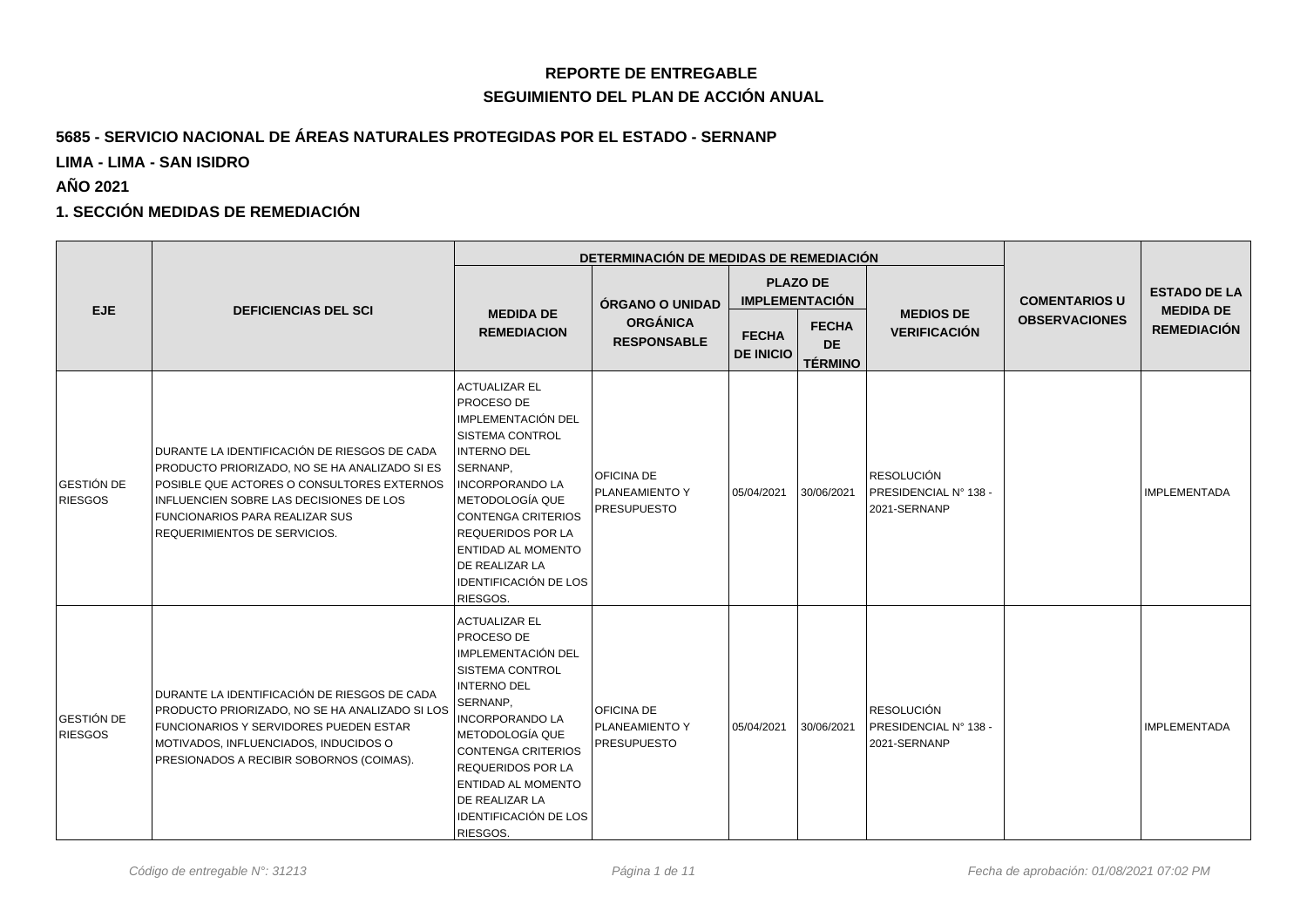# REPORTE DE ENTREGABLE

## SEGUIMIENTO DEL PLAN DE ACCIÓN ANUAL

**5685 - SERVICIO NACIONAL DE ÁREAS NATURALES PROTEGIDAS POR EL ESTADO - SERNANP**

**LIMA - LIMA - SAN ISIDRO**

**AÑO 2021**

### 1. SECCIÓN MEDIDAS DE REMEDIACIÓN

| EJE | DEFICIENCIAS DEL SCI | DETERMINACIÓN DE MEDIDAS DE REMEDIACIÓN | | | | | COMENTARIOS U OBSERVACIONES | ESTADO DE LA MEDIDA DE REMEDIACIÓN |
|---|---|---|---|---|---|---|---|---|
| | | MEDIDA DE REMEDIACION | ÓRGANO O UNIDAD ORGÁNICA RESPONSABLE | PLAZO DE IMPLEMENTACIÓN | | MEDIOS DE VERIFICACIÓN | | |
| | | | | FECHA DE INICIO | FECHA DE TÉRMINO | | | |
| GESTIÓN DE RIESGOS | DURANTE LA IDENTIFICACIÓN DE RIESGOS DE CADA PRODUCTO PRIORIZADO, NO SE HA ANALIZADO SI ES POSIBLE QUE ACTORES O CONSULTORES EXTERNOS INFLUENCIEN SOBRE LAS DECISIONES DE LOS FUNCIONARIOS PARA REALIZAR SUS REQUERIMIENTOS DE SERVICIOS. | ACTUALIZAR EL PROCESO DE IMPLEMENTACIÓN DEL SISTEMA CONTROL INTERNO DEL SERNANP, INCORPORANDO LA METODOLOGÍA QUE CONTENGA CRITERIOS REQUERIDOS POR LA ENTIDAD AL MOMENTO DE REALIZAR LA IDENTIFICACIÓN DE LOS RIESGOS. | OFICINA DE PLANEAMIENTO Y PRESUPUESTO | 05/04/2021 | 30/06/2021 | RESOLUCIÓN PRESIDENCIAL N° 138 - 2021-SERNANP | | IMPLEMENTADA |
| GESTIÓN DE RIESGOS | DURANTE LA IDENTIFICACIÓN DE RIESGOS DE CADA PRODUCTO PRIORIZADO, NO SE HA ANALIZADO SI LOS FUNCIONARIOS Y SERVIDORES PUEDEN ESTAR MOTIVADOS, INFLUENCIADOS, INDUCIDOS O PRESIONADOS A RECIBIR SOBORNOS (COIMAS). | ACTUALIZAR EL PROCESO DE IMPLEMENTACIÓN DEL SISTEMA CONTROL INTERNO DEL SERNANP, INCORPORANDO LA METODOLOGÍA QUE CONTENGA CRITERIOS REQUERIDOS POR LA ENTIDAD AL MOMENTO DE REALIZAR LA IDENTIFICACIÓN DE LOS RIESGOS. | OFICINA DE PLANEAMIENTO Y PRESUPUESTO | 05/04/2021 | 30/06/2021 | RESOLUCIÓN PRESIDENCIAL N° 138 - 2021-SERNANP | | IMPLEMENTADA |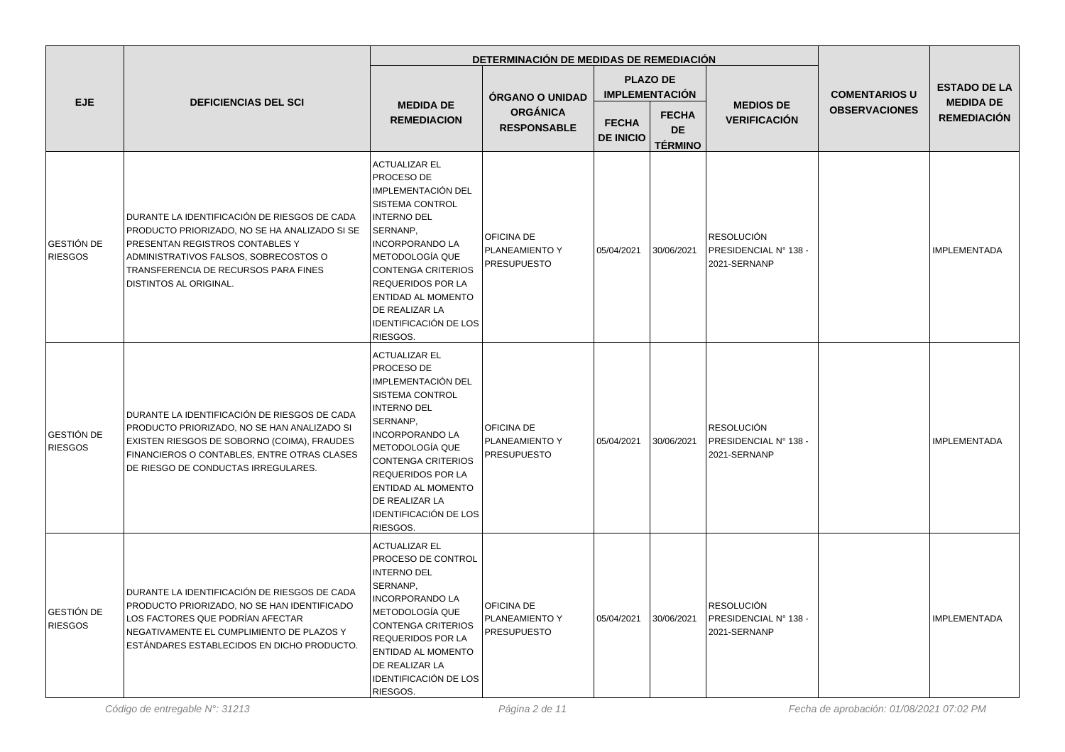| EJE | DEFICIENCIAS DEL SCI | DETERMINACIÓN DE MEDIDAS DE REMEDIACIÓN | | | | | COMENTARIOS U OBSERVACIONES | ESTADO DE LA MEDIDA DE REMEDIACIÓN |
|---|---|---|---|---|---|---|---|---|
| | | MEDIDA DE REMEDIACION | ÓRGANO O UNIDAD ORGÁNICA RESPONSABLE | PLAZO DE IMPLEMENTACIÓN | | MEDIOS DE VERIFICACIÓN | | |
| | | | | FECHA DE INICIO | FECHA DE TÉRMINO | | | |
| GESTIÓN DE RIESGOS | DURANTE LA IDENTIFICACIÓN DE RIESGOS DE CADA PRODUCTO PRIORIZADO, NO SE HA ANALIZADO SI SE PRESENTAN REGISTROS CONTABLES Y ADMINISTRATIVOS FALSOS, SOBRECOSTOS O TRANSFERENCIA DE RECURSOS PARA FINES DISTINTOS AL ORIGINAL. | ACTUALIZAR EL PROCESO DE IMPLEMENTACIÓN DEL SISTEMA CONTROL INTERNO DEL SERNANP, INCORPORANDO LA METODOLOGÍA QUE CONTENGA CRITERIOS REQUERIDOS POR LA ENTIDAD AL MOMENTO DE REALIZAR LA IDENTIFICACIÓN DE LOS RIESGOS. | OFICINA DE PLANEAMIENTO Y PRESUPUESTO | 05/04/2021 | 30/06/2021 | RESOLUCIÓN PRESIDENCIAL N° 138 - 2021-SERNANP | | IMPLEMENTADA |
| GESTIÓN DE RIESGOS | DURANTE LA IDENTIFICACIÓN DE RIESGOS DE CADA PRODUCTO PRIORIZADO, NO SE HAN ANALIZADO SI EXISTEN RIESGOS DE SOBORNO (COIMA), FRAUDES FINANCIEROS O CONTABLES, ENTRE OTRAS CLASES DE RIESGO DE CONDUCTAS IRREGULARES. | ACTUALIZAR EL PROCESO DE IMPLEMENTACIÓN DEL SISTEMA CONTROL INTERNO DEL SERNANP, INCORPORANDO LA METODOLOGÍA QUE CONTENGA CRITERIOS REQUERIDOS POR LA ENTIDAD AL MOMENTO DE REALIZAR LA IDENTIFICACIÓN DE LOS RIESGOS. | OFICINA DE PLANEAMIENTO Y PRESUPUESTO | 05/04/2021 | 30/06/2021 | RESOLUCIÓN PRESIDENCIAL N° 138 - 2021-SERNANP | | IMPLEMENTADA |
| GESTIÓN DE RIESGOS | DURANTE LA IDENTIFICACIÓN DE RIESGOS DE CADA PRODUCTO PRIORIZADO, NO SE HAN IDENTIFICADO LOS FACTORES QUE PODRÍAN AFECTAR NEGATIVAMENTE EL CUMPLIMIENTO DE PLAZOS Y ESTÁNDARES ESTABLECIDOS EN DICHO PRODUCTO. | ACTUALIZAR EL PROCESO DE CONTROL INTERNO DEL SERNANP, INCORPORANDO LA METODOLOGÍA QUE CONTENGA CRITERIOS REQUERIDOS POR LA ENTIDAD AL MOMENTO DE REALIZAR LA IDENTIFICACIÓN DE LOS RIESGOS. | OFICINA DE PLANEAMIENTO Y PRESUPUESTO | 05/04/2021 | 30/06/2021 | RESOLUCIÓN PRESIDENCIAL N° 138 - 2021-SERNANP | | IMPLEMENTADA |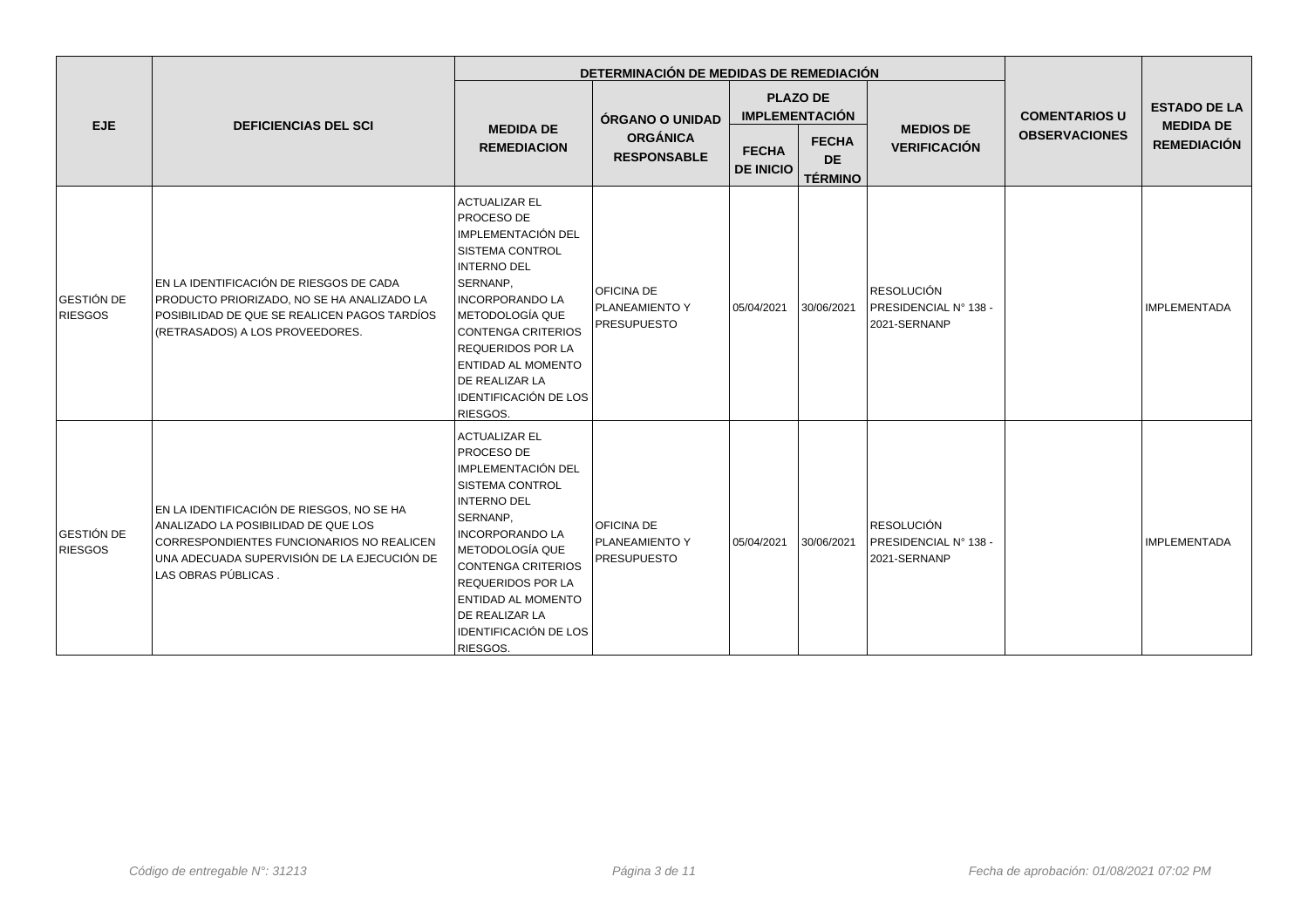| EJE | DEFICIENCIAS DEL SCI | DETERMINACIÓN DE MEDIDAS DE REMEDIACIÓN | | | | | COMENTARIOS U OBSERVACIONES | ESTADO DE LA MEDIDA DE REMEDIACIÓN |
|---|---|---|---|---|---|---|---|---|
| | | MEDIDA DE REMEDIACION | ÓRGANO O UNIDAD ORGÁNICA RESPONSABLE | PLAZO DE IMPLEMENTACIÓN | | MEDIOS DE VERIFICACIÓN | | |
| | | | | FECHA DE INICIO | FECHA DE TÉRMINO | | | |
| GESTIÓN DE RIESGOS | EN LA IDENTIFICACIÓN DE RIESGOS DE CADA PRODUCTO PRIORIZADO, NO SE HA ANALIZADO LA POSIBILIDAD DE QUE SE REALICEN PAGOS TARDÍOS (RETRASADOS) A LOS PROVEEDORES. | ACTUALIZAR EL PROCESO DE IMPLEMENTACIÓN DEL SISTEMA CONTROL INTERNO DEL SERNANP, INCORPORANDO LA METODOLOGÍA QUE CONTENGA CRITERIOS REQUERIDOS POR LA ENTIDAD AL MOMENTO DE REALIZAR LA IDENTIFICACIÓN DE LOS RIESGOS. | OFICINA DE PLANEAMIENTO Y PRESUPUESTO | 05/04/2021 | 30/06/2021 | RESOLUCIÓN PRESIDENCIAL N° 138 - 2021-SERNANP | | IMPLEMENTADA |
| GESTIÓN DE RIESGOS | EN LA IDENTIFICACIÓN DE RIESGOS, NO SE HA ANALIZADO LA POSIBILIDAD DE QUE LOS CORRESPONDIENTES FUNCIONARIOS NO REALICEN UNA ADECUADA SUPERVISIÓN DE LA EJECUCIÓN DE LAS OBRAS PÚBLICAS . | ACTUALIZAR EL PROCESO DE IMPLEMENTACIÓN DEL SISTEMA CONTROL INTERNO DEL SERNANP, INCORPORANDO LA METODOLOGÍA QUE CONTENGA CRITERIOS REQUERIDOS POR LA ENTIDAD AL MOMENTO DE REALIZAR LA IDENTIFICACIÓN DE LOS RIESGOS. | OFICINA DE PLANEAMIENTO Y PRESUPUESTO | 05/04/2021 | 30/06/2021 | RESOLUCIÓN PRESIDENCIAL N° 138 - 2021-SERNANP | | IMPLEMENTADA |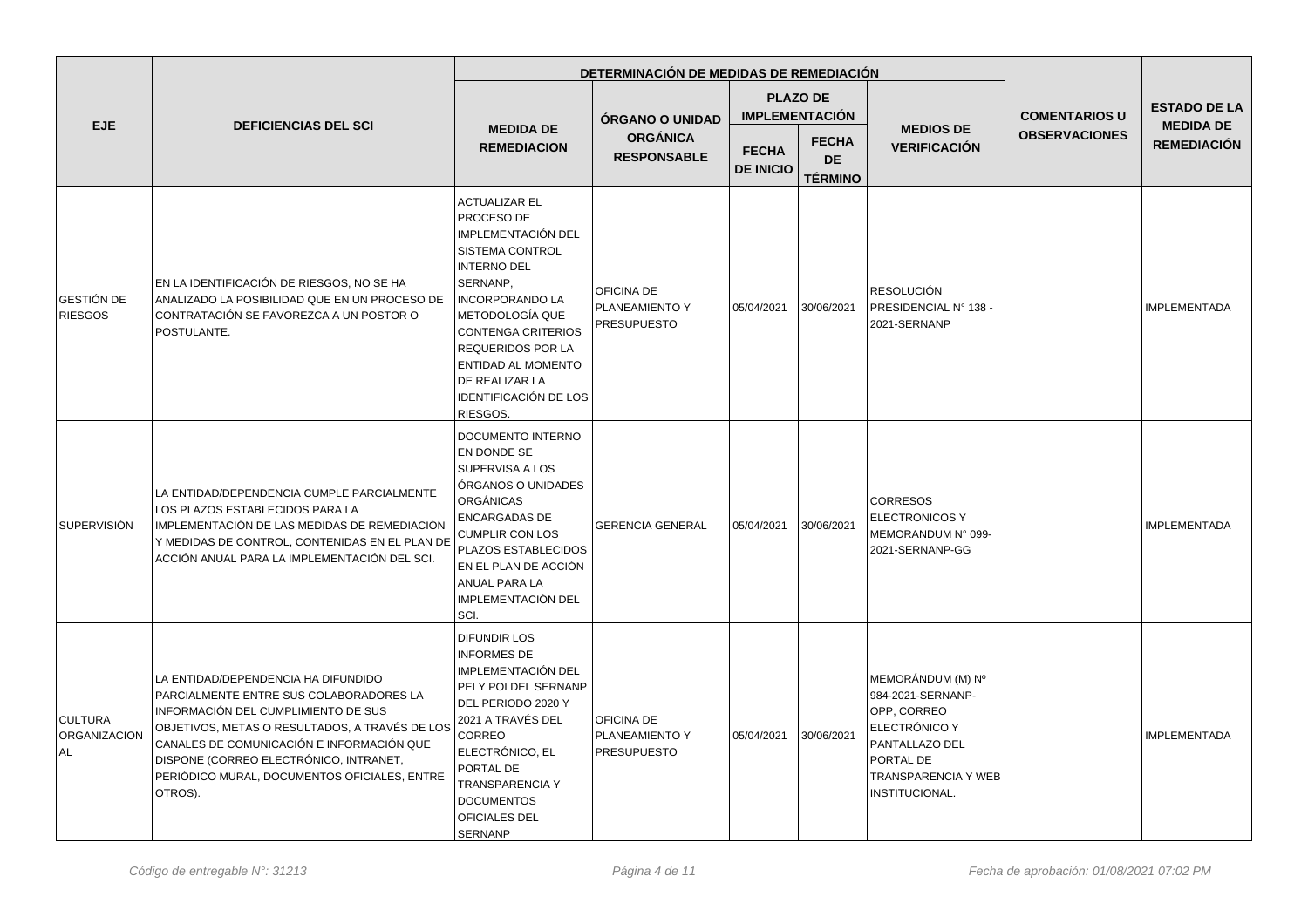| EJE | DEFICIENCIAS DEL SCI | DETERMINACIÓN DE MEDIDAS DE REMEDIACIÓN | | | | | COMENTARIOS U OBSERVACIONES | ESTADO DE LA MEDIDA DE REMEDIACIÓN |
|---|---|---|---|---|---|---|---|---|
| | | MEDIDA DE REMEDIACION | ÓRGANO O UNIDAD ORGÁNICA RESPONSABLE | PLAZO DE IMPLEMENTACIÓN | | MEDIOS DE VERIFICACIÓN | | |
| | | | | FECHA DE INICIO | FECHA DE TÉRMINO | | | |
| GESTIÓN DE RIESGOS | EN LA IDENTIFICACIÓN DE RIESGOS, NO SE HA ANALIZADO LA POSIBILIDAD QUE EN UN PROCESO DE CONTRATACIÓN SE FAVOREZCA A UN POSTOR O POSTULANTE. | ACTUALIZAR EL PROCESO DE IMPLEMENTACIÓN DEL SISTEMA CONTROL INTERNO DEL SERNANP, INCORPORANDO LA METODOLOGÍA QUE CONTENGA CRITERIOS REQUERIDOS POR LA ENTIDAD AL MOMENTO DE REALIZAR LA IDENTIFICACIÓN DE LOS RIESGOS. | OFICINA DE PLANEAMIENTO Y PRESUPUESTO | 05/04/2021 | 30/06/2021 | RESOLUCIÓN PRESIDENCIAL N° 138 - 2021-SERNANP | | IMPLEMENTADA |
| SUPERVISIÓN | LA ENTIDAD/DEPENDENCIA CUMPLE PARCIALMENTE LOS PLAZOS ESTABLECIDOS PARA LA IMPLEMENTACIÓN DE LAS MEDIDAS DE REMEDIACIÓN Y MEDIDAS DE CONTROL, CONTENIDAS EN EL PLAN DE ACCIÓN ANUAL PARA LA IMPLEMENTACIÓN DEL SCI. | DOCUMENTO INTERNO EN DONDE SE SUPERVISA A LOS ÓRGANOS O UNIDADES ORGÁNICAS ENCARGADAS DE CUMPLIR CON LOS PLAZOS ESTABLECIDOS EN EL PLAN DE ACCIÓN ANUAL PARA LA IMPLEMENTACIÓN DEL SCI. | GERENCIA GENERAL | 05/04/2021 | 30/06/2021 | CORRESOS ELECTRONICOS Y MEMORANDUM N° 099-2021-SERNANP-GG | | IMPLEMENTADA |
| CULTURA ORGANIZACIONAL | LA ENTIDAD/DEPENDENCIA HA DIFUNDIDO PARCIALMENTE ENTRE SUS COLABORADORES LA INFORMACIÓN DEL CUMPLIMIENTO DE SUS OBJETIVOS, METAS O RESULTADOS, A TRAVÉS DE LOS CANALES DE COMUNICACIÓN E INFORMACIÓN QUE DISPONE (CORREO ELECTRÓNICO, INTRANET, PERIÓDICO MURAL, DOCUMENTOS OFICIALES, ENTRE OTROS). | DIFUNDIR LOS INFORMES DE IMPLEMENTACIÓN DEL PEI Y POI DEL SERNANP DEL PERIODO 2020 Y 2021 A TRAVÉS DEL CORREO ELECTRÓNICO, EL PORTAL DE TRANSPARENCIA Y DOCUMENTOS OFICIALES DEL SERNANP | OFICINA DE PLANEAMIENTO Y PRESUPUESTO | 05/04/2021 | 30/06/2021 | MEMORÁNDUM (M) Nº 984-2021-SERNANP-OPP, CORREO ELECTRÓNICO Y PANTALLAZO DEL PORTAL DE TRANSPARENCIA Y WEB INSTITUCIONAL. | | IMPLEMENTADA |

*Código de entregable N°: 31213*

*Fecha de aprobación: 01/08/2021 07:02 PM*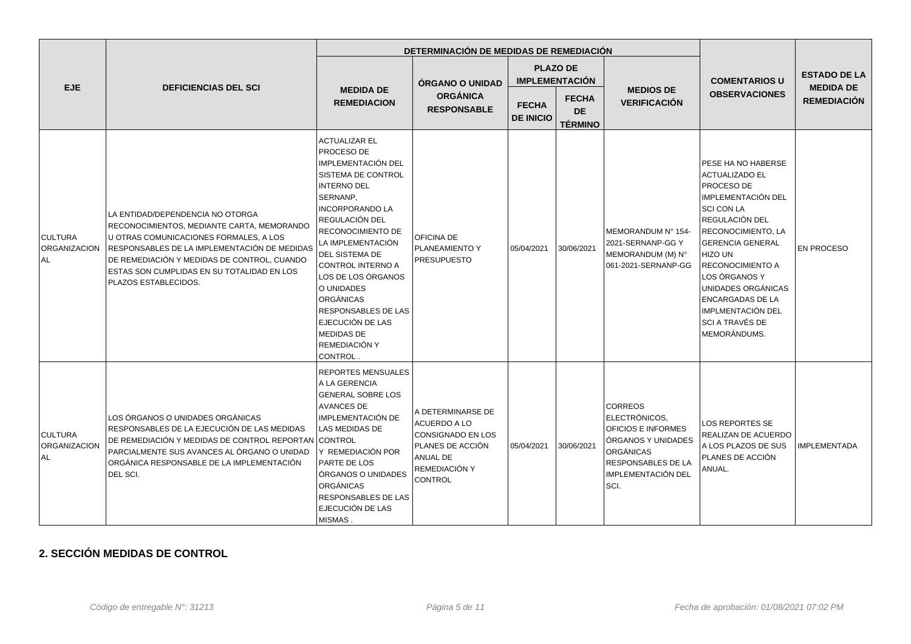| EJE | DEFICIENCIAS DEL SCI | DETERMINACIÓN DE MEDIDAS DE REMEDIACIÓN | | | | | COMENTARIOS U OBSERVACIONES | ESTADO DE LA MEDIDA DE REMEDIACIÓN |
|---|---|---|---|---|---|---|---|---|
| | | MEDIDA DE REMEDIACION | ÓRGANO O UNIDAD ORGÁNICA RESPONSABLE | PLAZO DE IMPLEMENTACIÓN | | MEDIOS DE VERIFICACIÓN | | |
| | | | | FECHA DE INICIO | FECHA DE TÉRMINO | | | |
| CULTURA ORGANIZACIONAL | LA ENTIDAD/DEPENDENCIA NO OTORGA RECONOCIMIENTOS, MEDIANTE CARTA, MEMORANDO U OTRAS COMUNICACIONES FORMALES, A LOS RESPONSABLES DE LA IMPLEMENTACIÓN DE MEDIDAS DE REMEDIACIÓN Y MEDIDAS DE CONTROL, CUANDO ESTAS SON CUMPLIDAS EN SU TOTALIDAD EN LOS PLAZOS ESTABLECIDOS. | ACTUALIZAR EL PROCESO DE IMPLEMENTACIÓN DEL SISTEMA DE CONTROL INTERNO DEL SERNANP, INCORPORANDO LA REGULACIÓN DEL RECONOCIMIENTO DE LA IMPLEMENTACIÓN DEL SISTEMA DE CONTROL INTERNO A LOS DE LOS ÓRGANOS O UNIDADES ORGÁNICAS RESPONSABLES DE LAS EJECUCIÓN DE LAS MEDIDAS DE REMEDIACIÓN Y CONTROL . | OFICINA DE PLANEAMIENTO Y PRESUPUESTO | 05/04/2021 | 30/06/2021 | MEMORANDUM N° 154-2021-SERNANP-GG Y MEMORANDUM (M) N° 061-2021-SERNANP-GG | PESE HA NO HABERSE ACTUALIZADO EL PROCESO DE IMPLEMENTACIÓN DEL SCI CON LA REGULACIÓN DEL RECONOCIMIENTO, LA GERENCIA GENERAL HIZO UN RECONOCIMIENTO A LOS ÓRGANOS Y UNIDADES ORGÁNICAS ENCARGADAS DE LA IMPLMENTACIÓN DEL SCI A TRAVÉS DE MEMORÁNDUMS. | EN PROCESO |
| CULTURA ORGANIZACIONAL | LOS ÓRGANOS O UNIDADES ORGÁNICAS RESPONSABLES DE LA EJECUCIÓN DE LAS MEDIDAS DE REMEDIACIÓN Y MEDIDAS DE CONTROL REPORTAN PARCIALMENTE SUS AVANCES AL ÓRGANO O UNIDAD ORGÁNICA RESPONSABLE DE LA IMPLEMENTACIÓN DEL SCI. | REPORTES MENSUALES A LA GERENCIA GENERAL SOBRE LOS AVANCES DE IMPLEMENTACIÓN DE LAS MEDIDAS DE CONTROL Y REMEDIACIÓN POR PARTE DE LOS ÓRGANOS O UNIDADES ORGÁNICAS RESPONSABLES DE LAS EJECUCIÓN DE LAS MISMAS . | A DETERMINARSE DE ACUERDO A LO CONSIGNADO EN LOS PLANES DE ACCIÓN ANUAL DE REMEDIACIÓN Y CONTROL | 05/04/2021 | 30/06/2021 | CORREOS ELECTRÓNICOS, OFICIOS E INFORMES ÓRGANOS Y UNIDADES ORGÁNICAS RESPONSABLES DE LA IMPLEMENTACIÓN DEL SCI. | LOS REPORTES SE REALIZAN DE ACUERDO A LOS PLAZOS DE SUS PLANES DE ACCIÓN ANUAL. | IMPLEMENTADA |

## 2. SECCIÓN MEDIDAS DE CONTROL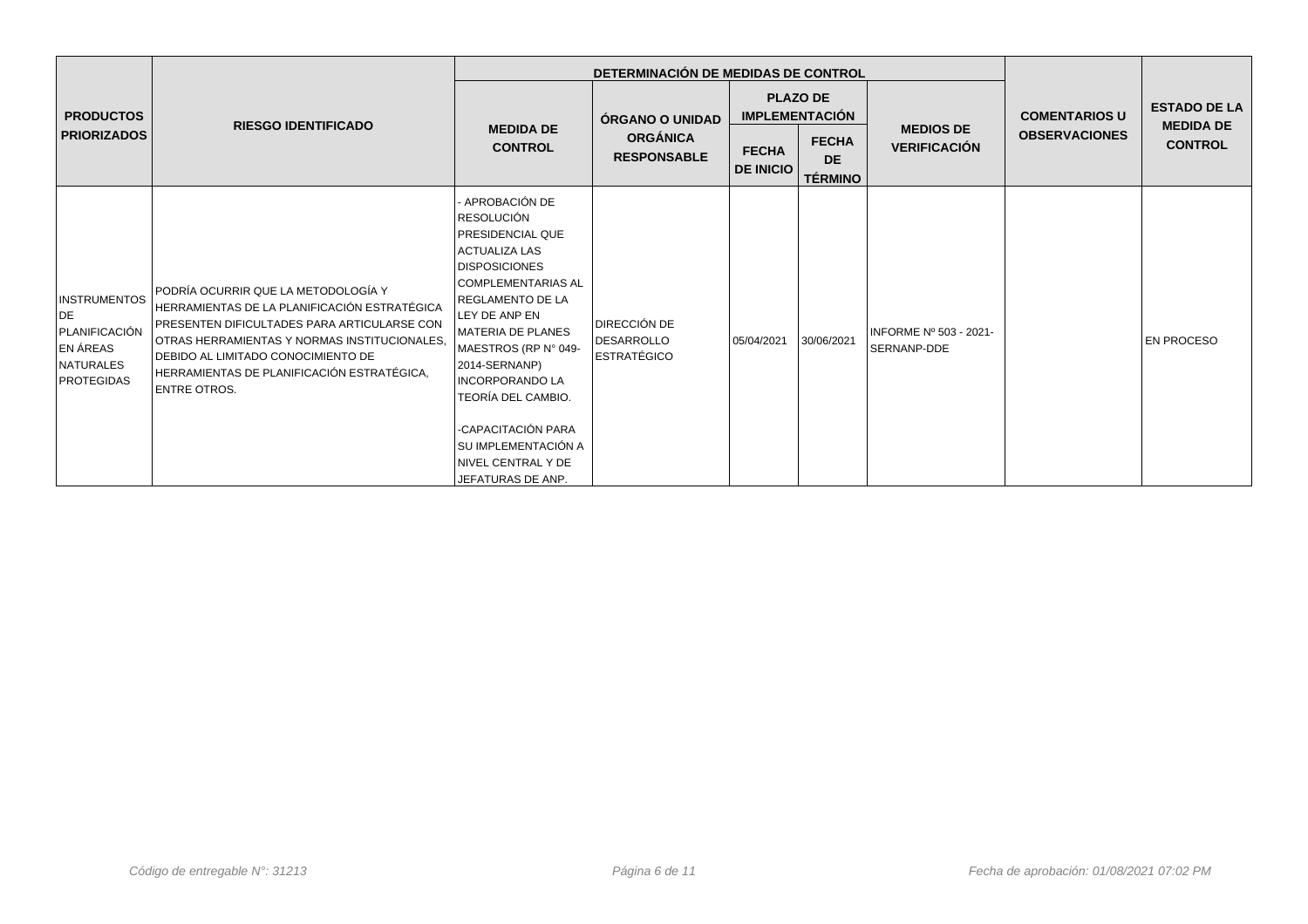| PRODUCTOS PRIORIZADOS | RIESGO IDENTIFICADO | DETERMINACIÓN DE MEDIDAS DE CONTROL | | | | | COMENTARIOS U OBSERVACIONES | ESTADO DE LA MEDIDA DE CONTROL |
|---|---|---|---|---|---|---|---|---|
| | | MEDIDA DE CONTROL | ÓRGANO O UNIDAD ORGÁNICA RESPONSABLE | PLAZO DE IMPLEMENTACIÓN | | MEDIOS DE VERIFICACIÓN | | |
| | | | | FECHA DE INICIO | FECHA DE TÉRMINO | | | |
| INSTRUMENTOS DE PLANIFICACIÓN EN ÁREAS NATURALES PROTEGIDAS | PODRÍA OCURRIR QUE LA METODOLOGÍA Y HERRAMIENTAS DE LA PLANIFICACIÓN ESTRATÉGICA PRESENTEN DIFICULTADES PARA ARTICULARSE CON OTRAS HERRAMIENTAS Y NORMAS INSTITUCIONALES, DEBIDO AL LIMITADO CONOCIMIENTO DE HERRAMIENTAS DE PLANIFICACIÓN ESTRATÉGICA, ENTRE OTROS. | - APROBACIÓN DE RESOLUCIÓN PRESIDENCIAL QUE ACTUALIZA LAS DISPOSICIONES COMPLEMENTARIAS AL REGLAMENTO DE LA LEY DE ANP EN MATERIA DE PLANES MAESTROS (RP N° 049-2014-SERNANP) INCORPORANDO LA TEORÍA DEL CAMBIO.<br><br>-CAPACITACIÓN PARA SU IMPLEMENTACIÓN A NIVEL CENTRAL Y DE JEFATURAS DE ANP. | DIRECCIÓN DE DESARROLLO ESTRATÉGICO | 05/04/2021 | 30/06/2021 | INFORME Nº 503 - 2021-SERNANP-DDE | | EN PROCESO |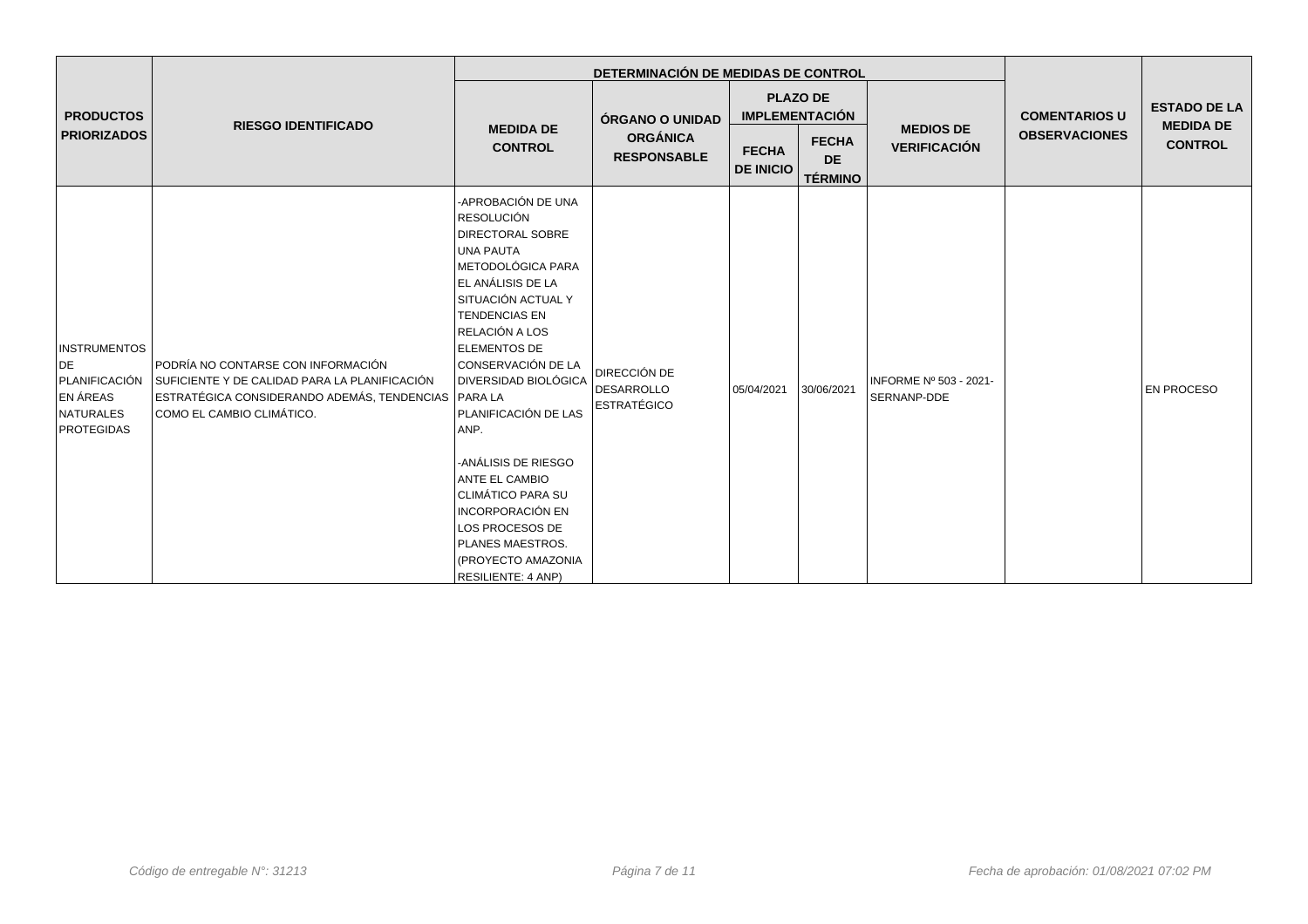| PRODUCTOS PRIORIZADOS | RIESGO IDENTIFICADO | DETERMINACIÓN DE MEDIDAS DE CONTROL | | | | | COMENTARIOS U OBSERVACIONES | ESTADO DE LA MEDIDA DE CONTROL |
|---|---|---|---|---|---|---|---|---|
| | | MEDIDA DE CONTROL | ÓRGANO O UNIDAD ORGÁNICA RESPONSABLE | PLAZO DE IMPLEMENTACIÓN | | MEDIOS DE VERIFICACIÓN | | |
| | | | | FECHA DE INICIO | FECHA DE TÉRMINO | | | |
| INSTRUMENTOS DE PLANIFICACIÓN EN ÁREAS NATURALES PROTEGIDAS | PODRÍA NO CONTARSE CON INFORMACIÓN SUFICIENTE Y DE CALIDAD PARA LA PLANIFICACIÓN ESTRATÉGICA CONSIDERANDO ADEMÁS, TENDENCIAS COMO EL CAMBIO CLIMÁTICO. | -APROBACIÓN DE UNA RESOLUCIÓN DIRECTORAL SOBRE UNA PAUTA METODOLÓGICA PARA EL ANÁLISIS DE LA SITUACIÓN ACTUAL Y TENDENCIAS EN RELACIÓN A LOS ELEMENTOS DE CONSERVACIÓN DE LA DIVERSIDAD BIOLÓGICA PARA LA PLANIFICACIÓN DE LAS ANP.<br><br>-ANÁLISIS DE RIESGO ANTE EL CAMBIO CLIMÁTICO PARA SU INCORPORACIÓN EN LOS PROCESOS DE PLANES MAESTROS. (PROYECTO AMAZONIA RESILIENTE: 4 ANP) | DIRECCIÓN DE DESARROLLO ESTRATÉGICO | 05/04/2021 | 30/06/2021 | INFORME Nº 503 - 2021-SERNANP-DDE | | EN PROCESO |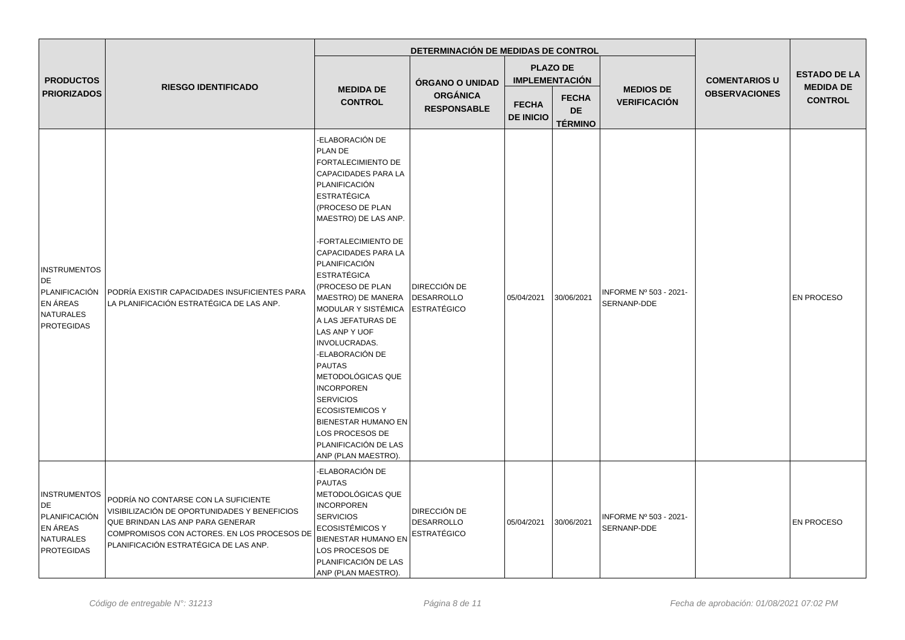| PRODUCTOS PRIORIZADOS | RIESGO IDENTIFICADO | DETERMINACIÓN DE MEDIDAS DE CONTROL | | | | | COMENTARIOS U OBSERVACIONES | ESTADO DE LA MEDIDA DE CONTROL |
|---|---|---|---|---|---|---|---|---|
| | | MEDIDA DE CONTROL | ÓRGANO O UNIDAD ORGÁNICA RESPONSABLE | PLAZO DE IMPLEMENTACIÓN | | MEDIOS DE VERIFICACIÓN | | |
| | | | | FECHA DE INICIO | FECHA DE TÉRMINO | | | |
| INSTRUMENTOS DE PLANIFICACIÓN EN ÁREAS NATURALES PROTEGIDAS | PODRÍA EXISTIR CAPACIDADES INSUFICIENTES PARA LA PLANIFICACIÓN ESTRATÉGICA DE LAS ANP. | -ELABORACIÓN DE PLAN DE FORTALECIMIENTO DE CAPACIDADES PARA LA PLANIFICACIÓN ESTRATÉGICA (PROCESO DE PLAN MAESTRO) DE LAS ANP.<br><br>-FORTALECIMIENTO DE CAPACIDADES PARA LA PLANIFICACIÓN ESTRATÉGICA (PROCESO DE PLAN MAESTRO) DE MANERA MODULAR Y SISTÉMICA A LAS JEFATURAS DE LAS ANP Y UOF INVOLUCRADAS.<br>-ELABORACIÓN DE PAUTAS METODOLÓGICAS QUE INCORPOREN SERVICIOS ECOSISTEMICOS Y BIENESTAR HUMANO EN LOS PROCESOS DE PLANIFICACIÓN DE LAS ANP (PLAN MAESTRO). | DIRECCIÓN DE DESARROLLO ESTRATÉGICO | 05/04/2021 | 30/06/2021 | INFORME Nº 503 - 2021-SERNANP-DDE | | EN PROCESO |
| INSTRUMENTOS DE PLANIFICACIÓN EN ÁREAS NATURALES PROTEGIDAS | PODRÍA NO CONTARSE CON LA SUFICIENTE VISIBILIZACIÓN DE OPORTUNIDADES Y BENEFICIOS QUE BRINDAN LAS ANP PARA GENERAR COMPROMISOS CON ACTORES. EN LOS PROCESOS DE PLANIFICACIÓN ESTRATÉGICA DE LAS ANP. | -ELABORACIÓN DE PAUTAS METODOLÓGICAS QUE INCORPOREN SERVICIOS ECOSISTÉMICOS Y BIENESTAR HUMANO EN LOS PROCESOS DE PLANIFICACIÓN DE LAS ANP (PLAN MAESTRO). | DIRECCIÓN DE DESARROLLO ESTRATÉGICO | 05/04/2021 | 30/06/2021 | INFORME Nº 503 - 2021-SERNANP-DDE | | EN PROCESO |

*Código de entregable N°: 31213* | *Fecha de aprobación: 01/08/2021 07:02 PM*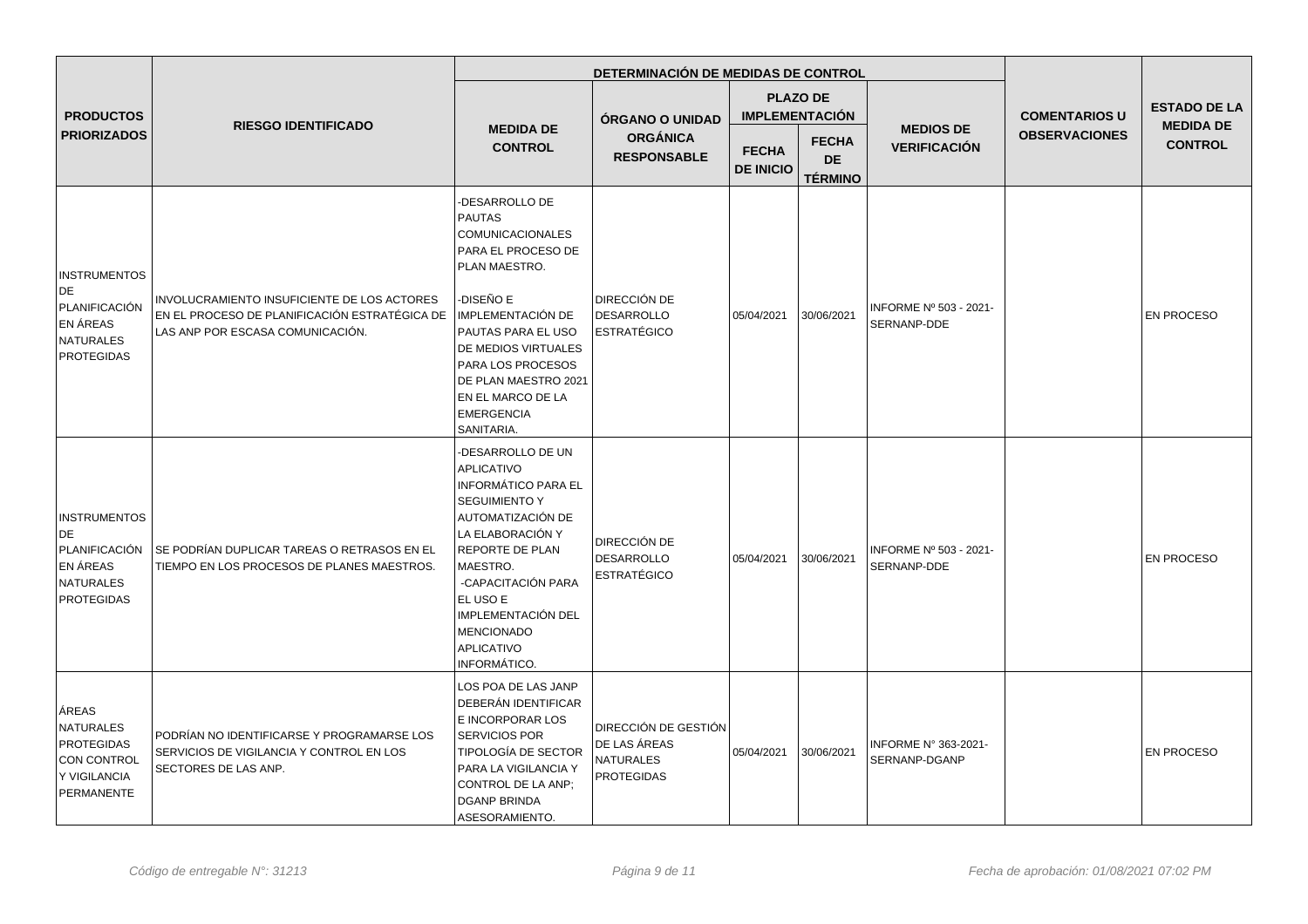| PRODUCTOS PRIORIZADOS | RIESGO IDENTIFICADO | DETERMINACIÓN DE MEDIDAS DE CONTROL | | | | | | COMENTARIOS U OBSERVACIONES | ESTADO DE LA MEDIDA DE CONTROL |
|---|---|---|---|---|---|---|---|---|---|
| | | MEDIDA DE CONTROL | ÓRGANO O UNIDAD ORGÁNICA RESPONSABLE | PLAZO DE IMPLEMENTACIÓN | | MEDIOS DE VERIFICACIÓN | | | |
| | | | | FECHA DE INICIO | FECHA DE TÉRMINO | | | | |
| INSTRUMENTOS DE PLANIFICACIÓN EN ÁREAS NATURALES PROTEGIDAS | INVOLUCRAMIENTO INSUFICIENTE DE LOS ACTORES EN EL PROCESO DE PLANIFICACIÓN ESTRATÉGICA DE LAS ANP POR ESCASA COMUNICACIÓN. | -DESARROLLO DE PAUTAS COMUNICACIONALES PARA EL PROCESO DE PLAN MAESTRO.<br><br>-DISEÑO E IMPLEMENTACIÓN DE PAUTAS PARA EL USO DE MEDIOS VIRTUALES PARA LOS PROCESOS DE PLAN MAESTRO 2021 EN EL MARCO DE LA EMERGENCIA SANITARIA. | DIRECCIÓN DE DESARROLLO ESTRATÉGICO | 05/04/2021 | 30/06/2021 | INFORME Nº 503 - 2021-SERNANP-DDE | | | EN PROCESO |
| INSTRUMENTOS DE PLANIFICACIÓN EN ÁREAS NATURALES PROTEGIDAS | SE PODRÍAN DUPLICAR TAREAS O RETRASOS EN EL TIEMPO EN LOS PROCESOS DE PLANES MAESTROS. | -DESARROLLO DE UN APLICATIVO INFORMÁTICO PARA EL SEGUIMIENTO Y AUTOMATIZACIÓN DE LA ELABORACIÓN Y REPORTE DE PLAN MAESTRO.<br>-CAPACITACIÓN PARA EL USO E IMPLEMENTACIÓN DEL MENCIONADO APLICATIVO INFORMÁTICO. | DIRECCIÓN DE DESARROLLO ESTRATÉGICO | 05/04/2021 | 30/06/2021 | INFORME Nº 503 - 2021-SERNANP-DDE | | | EN PROCESO |
| ÁREAS NATURALES PROTEGIDAS CON CONTROL Y VIGILANCIA PERMANENTE | PODRÍAN NO IDENTIFICARSE Y PROGRAMARSE LOS SERVICIOS DE VIGILANCIA Y CONTROL EN LOS SECTORES DE LAS ANP. | LOS POA DE LAS JANP DEBERÁN IDENTIFICAR E INCORPORAR LOS SERVICIOS POR TIPOLOGÍA DE SECTOR PARA LA VIGILANCIA Y CONTROL DE LA ANP; DGANP BRINDA ASESORAMIENTO. | DIRECCIÓN DE GESTIÓN DE LAS ÁREAS NATURALES PROTEGIDAS | 05/04/2021 | 30/06/2021 | INFORME N° 363-2021-SERNANP-DGANP | | | EN PROCESO |

*Código de entregable N°: 31213* *Fecha de aprobación: 01/08/2021 07:02 PM*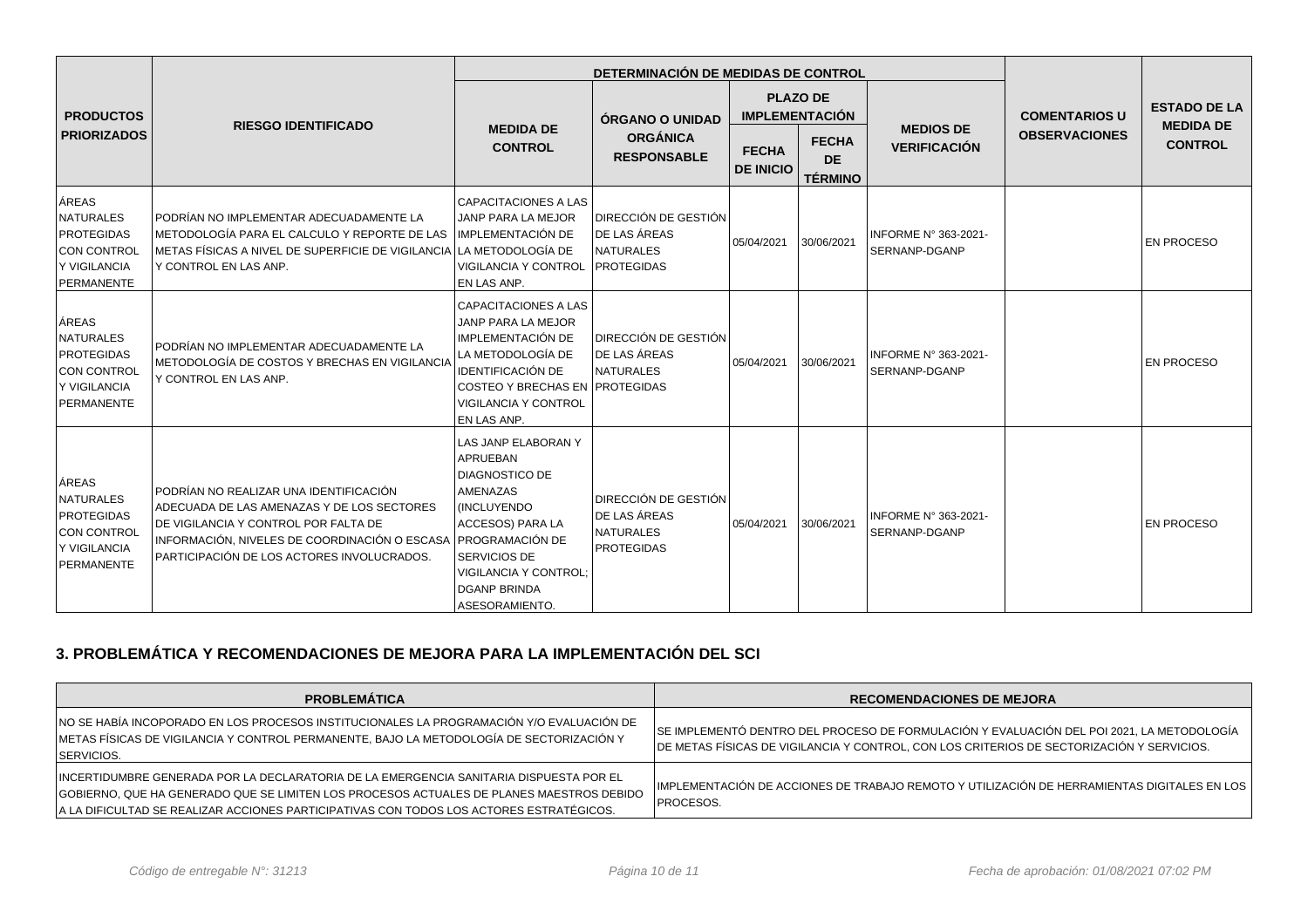| PRODUCTOS PRIORIZADOS | RIESGO IDENTIFICADO | DETERMINACIÓN DE MEDIDAS DE CONTROL | | | | | COMENTARIOS U OBSERVACIONES | ESTADO DE LA MEDIDA DE CONTROL |
|---|---|---|---|---|---|---|---|---|
| | | MEDIDA DE CONTROL | ÓRGANO O UNIDAD ORGÁNICA RESPONSABLE | PLAZO DE IMPLEMENTACIÓN | | MEDIOS DE VERIFICACIÓN | | |
| | | | | FECHA DE INICIO | FECHA DE TÉRMINO | | | |
| ÁREAS NATURALES PROTEGIDAS CON CONTROL Y VIGILANCIA PERMANENTE | PODRÍAN NO IMPLEMENTAR ADECUADAMENTE LA METODOLOGÍA PARA EL CALCULO Y REPORTE DE LAS METAS FÍSICAS A NIVEL DE SUPERFICIE DE VIGILANCIA Y CONTROL EN LAS ANP. | CAPACITACIONES A LAS JANP PARA LA MEJOR IMPLEMENTACIÓN DE LA METODOLOGÍA DE VIGILANCIA Y CONTROL EN LAS ANP. | DIRECCIÓN DE GESTIÓN DE LAS ÁREAS NATURALES PROTEGIDAS | 05/04/2021 | 30/06/2021 | INFORME N° 363-2021-SERNANP-DGANP | | EN PROCESO |
| ÁREAS NATURALES PROTEGIDAS CON CONTROL Y VIGILANCIA PERMANENTE | PODRÍAN NO IMPLEMENTAR ADECUADAMENTE LA METODOLOGÍA DE COSTOS Y BRECHAS EN VIGILANCIA Y CONTROL EN LAS ANP. | CAPACITACIONES A LAS JANP PARA LA MEJOR IMPLEMENTACIÓN DE LA METODOLOGÍA DE IDENTIFICACIÓN DE COSTEO Y BRECHAS EN VIGILANCIA Y CONTROL EN LAS ANP. | DIRECCIÓN DE GESTIÓN DE LAS ÁREAS NATURALES PROTEGIDAS | 05/04/2021 | 30/06/2021 | INFORME N° 363-2021-SERNANP-DGANP | | EN PROCESO |
| ÁREAS NATURALES PROTEGIDAS CON CONTROL Y VIGILANCIA PERMANENTE | PODRÍAN NO REALIZAR UNA IDENTIFICACIÓN ADECUADA DE LAS AMENAZAS Y DE LOS SECTORES DE VIGILANCIA Y CONTROL POR FALTA DE INFORMACIÓN, NIVELES DE COORDINACIÓN O ESCASA PARTICIPACIÓN DE LOS ACTORES INVOLUCRADOS. | LAS JANP ELABORAN Y APRUEBAN DIAGNOSTICO DE AMENAZAS (INCLUYENDO ACCESOS) PARA LA PROGRAMACIÓN DE SERVICIOS DE VIGILANCIA Y CONTROL; DGANP BRINDA ASESORAMIENTO. | DIRECCIÓN DE GESTIÓN DE LAS ÁREAS NATURALES PROTEGIDAS | 05/04/2021 | 30/06/2021 | INFORME N° 363-2021-SERNANP-DGANP | | EN PROCESO |

## 3. PROBLEMÁTICA Y RECOMENDACIONES DE MEJORA PARA LA IMPLEMENTACIÓN DEL SCI

| PROBLEMÁTICA | RECOMENDACIONES DE MEJORA |
|---|---|
| NO SE HABÍA INCOPORADO EN LOS PROCESOS INSTITUCIONALES LA PROGRAMACIÓN Y/O EVALUACIÓN DE METAS FÍSICAS DE VIGILANCIA Y CONTROL PERMANENTE, BAJO LA METODOLOGÍA DE SECTORIZACIÓN Y SERVICIOS. | SE IMPLEMENTÓ DENTRO DEL PROCESO DE FORMULACIÓN Y EVALUACIÓN DEL POI 2021, LA METODOLOGÍA DE METAS FÍSICAS DE VIGILANCIA Y CONTROL, CON LOS CRITERIOS DE SECTORIZACIÓN Y SERVICIOS. |
| INCERTIDUMBRE GENERADA POR LA DECLARATORIA DE LA EMERGENCIA SANITARIA DISPUESTA POR EL GOBIERNO, QUE HA GENERADO QUE SE LIMITEN LOS PROCESOS ACTUALES DE PLANES MAESTROS DEBIDO A LA DIFICULTAD SE REALIZAR ACCIONES PARTICIPATIVAS CON TODOS LOS ACTORES ESTRATÉGICOS. | IMPLEMENTACIÓN DE ACCIONES DE TRABAJO REMOTO Y UTILIZACIÓN DE HERRAMIENTAS DIGITALES EN LOS PROCESOS. |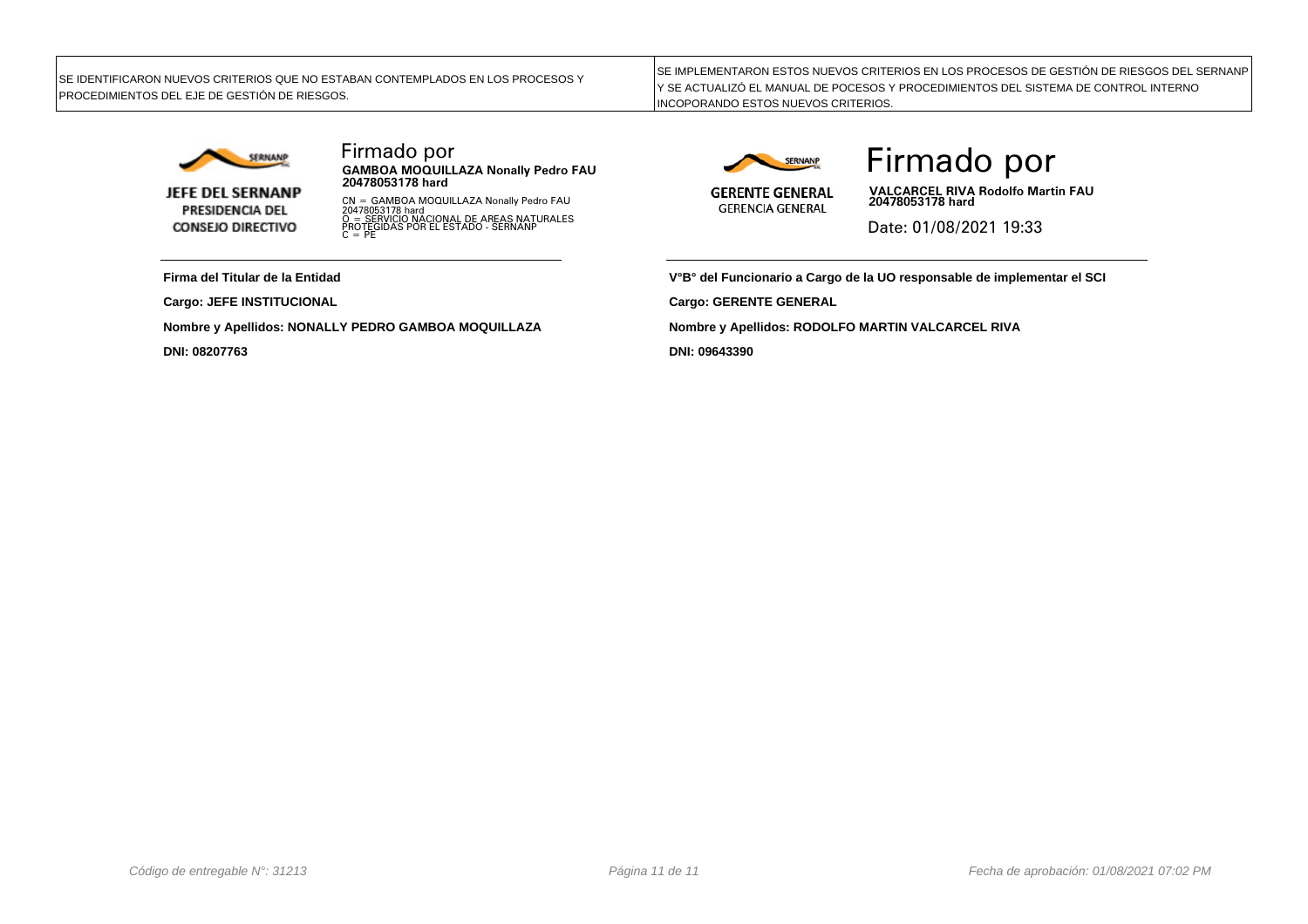| | |
|---|---|
| SE IDENTIFICARON NUEVOS CRITERIOS QUE NO ESTABAN CONTEMPLADOS EN LOS PROCESOS Y PROCEDIMIENTOS DEL EJE DE GESTIÓN DE RIESGOS. | SE IMPLEMENTARON ESTOS NUEVOS CRITERIOS EN LOS PROCESOS DE GESTIÓN DE RIESGOS DEL SERNANP Y SE ACTUALIZÓ EL MANUAL DE POCESOS Y PROCEDIMIENTOS DEL SISTEMA DE CONTROL INTERNO INCOPORANDO ESTOS NUEVOS CRITERIOS. |

SERNANP
**JEFE DEL SERNANP**
**PRESIDENCIA DEL CONSEJO DIRECTIVO**

Firmado por
**GAMBOA MOQUILLAZA Nonally Pedro FAU 20478053178 hard**
CN = GAMBOA MOQUILLAZA Nonally Pedro FAU 20478053178 hard
O = SERVICIO NACIONAL DE AREAS NATURALES PROTEGIDAS POR EL ESTADO - SERNANP
C = PE

**Firma del Titular de la Entidad**

**Cargo: JEFE INSTITUCIONAL**

**Nombre y Apellidos: NONALLY PEDRO GAMBOA MOQUILLAZA**

**DNI: 08207763**

SERNANP
**GERENTE GENERAL**
GERENCIA GENERAL

Firmado por
**VALCARCEL RIVA Rodolfo Martin FAU 20478053178 hard**
Date: 01/08/2021 19:33

**V°B° del Funcionario a Cargo de la UO responsable de implementar el SCI**

**Cargo: GERENTE GENERAL**

**Nombre y Apellidos: RODOLFO MARTIN VALCARCEL RIVA**

**DNI: 09643390**

*Código de entregable N°: 31213*

*Fecha de aprobación: 01/08/2021 07:02 PM*